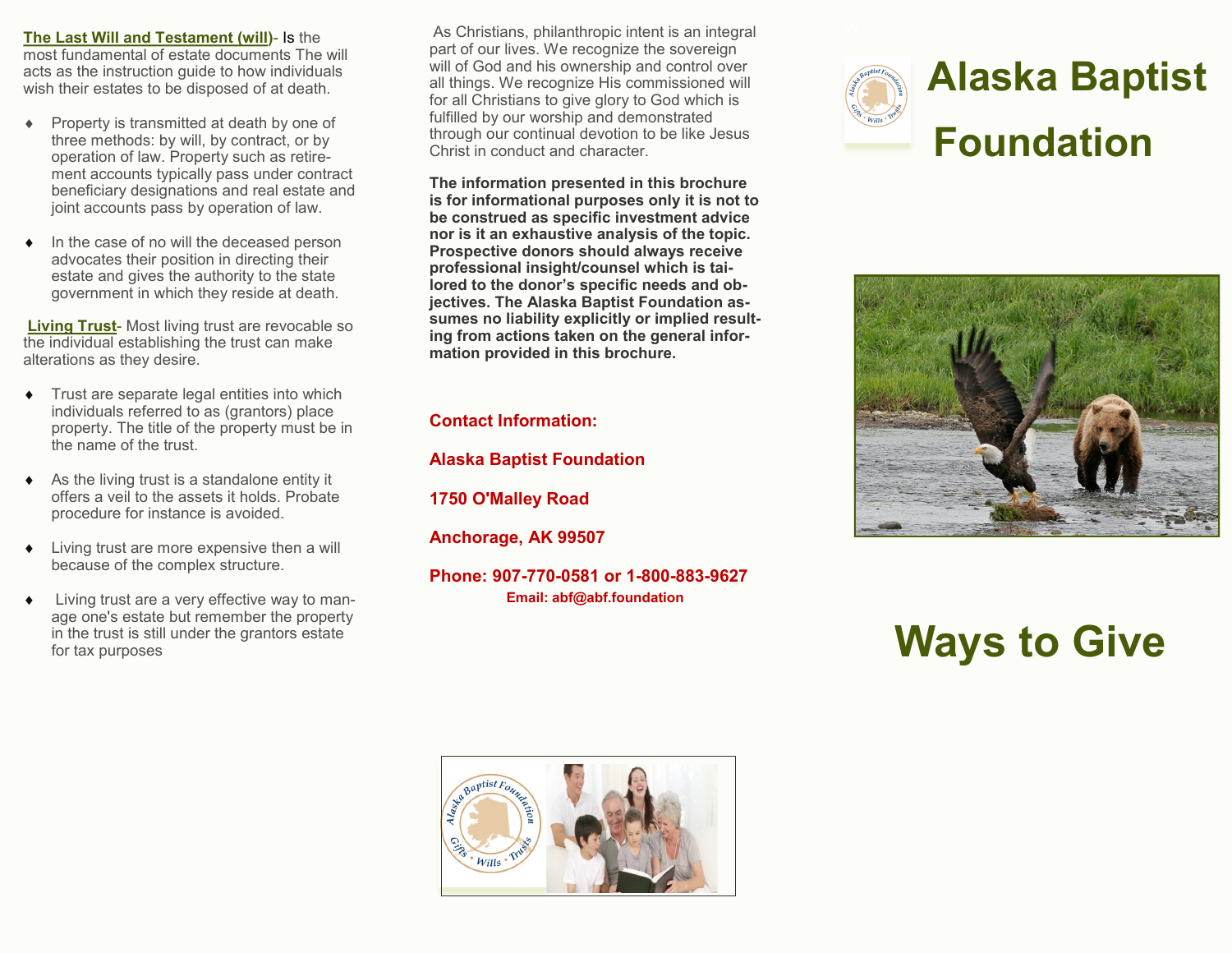**The Last Will and Testament (will)**- Is the most fundamental of estate documents The will acts as the instruction guide to how individuals wish their estates to be disposed of at death.

- Property is transmitted at death by one of three methods: by will, by contract, or by operation of law. Property such as retirement accounts typically pass under contract beneficiary designations and real estate and joint accounts pass by operation of law.
- In the case of no will the deceased person advocates their position in directing their estate and gives the authority to the state government in which they reside at death.

**Living Trust**- Most living trust are revocable so the individual establishing the trust can make alterations as they desire.

- Trust are separate legal entities into which individuals referred to as (grantors) place property. The title of the property must be in the name of the trust.
- As the living trust is a standalone entity it offers a veil to the assets it holds. Probate procedure for instance is avoided.
- Living trust are more expensive then a will because of the complex structure.
- Living trust are a very effective way to manage one's estate but remember the property in the trust is still under the grantors estate for tax purposes

As Christians, philanthropic intent is an integral part of our lives. We recognize the sovereign will of God and his ownership and control over all things. We recognize His commissioned will for all Christians to give glory to God which is fulfilled by our worship and demonstrated through our continual devotion to be like Jesus Christ in conduct and character.

**The information presented in this brochure is for informational purposes only it is not to be construed as specific investment advice nor is it an exhaustive analysis of the topic. Prospective donors should always receive professional insight/counsel which is tailored to the donor's specific needs and objectives. The Alaska Baptist Foundation assumes no liability explicitly or implied resulting from actions taken on the general information provided in this brochure.**

**Contact Information:**

**Alaska Baptist Foundation**

**1750 O'Malley Road**

**Anchorage, AK 99507**

**Phone: 907-770-0581 or 1-800-883-9627**

**Email: abf@abf.foundation**

# Alaska Baptist Foundation

# Ways to Give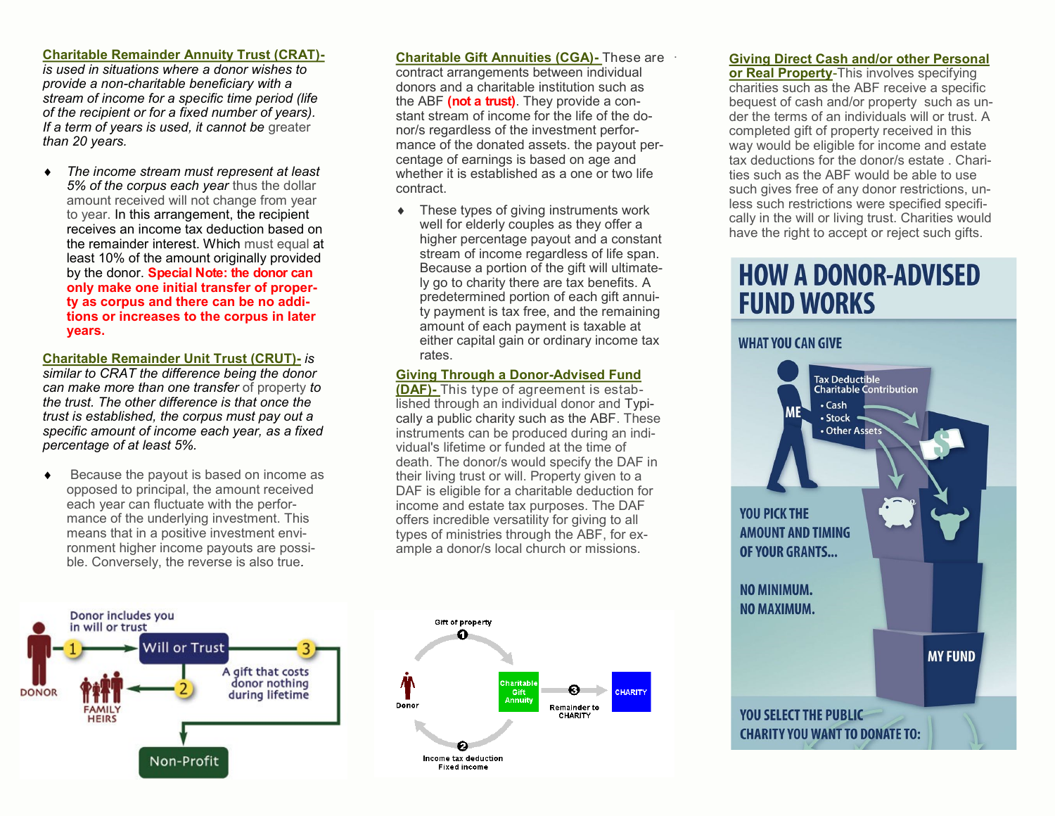**Charitable Remainder Annuity Trust (CRAT)-** *is used in situations where a donor wishes to provide a non-charitable beneficiary with a stream of income for a specific time period (life of the recipient or for a fixed number of years). If a term of years is used, it cannot be* greater *than 20 years.*

- *The income stream must represent at least 5% of the corpus each year* thus the dollar amount received will not change from year to year. In this arrangement, the recipient receives an income tax deduction based on the remainder interest. Which must equal at least 10% of the amount originally provided by the donor. **Special Note: the donor can only make one initial transfer of property as corpus and there can be no additions or increases to the corpus in later years.**

**Charitable Remainder Unit Trust (CRUT)-** *is similar to CRAT the difference being the donor can make more than one transfer* of property *to the trust. The other difference is that once the trust is established, the corpus must pay out a specific amount of income each year, as a fixed percentage of at least 5%.*

- Because the payout is based on income as opposed to principal, the amount received each year can fluctuate with the performance of the underlying investment. This means that in a positive investment environment higher income payouts are possible. Conversely, the reverse is also true.

Donor includes you in will or trust

DONOR
1
Will or Trust
3
A gift that costs donor nothing during lifetime
2
FAMILY HEIRS
Non-Profit

**Charitable Gift Annuities (CGA)-** These are contract arrangements between individual donors and a charitable institution such as the ABF **(not a trust)**. They provide a constant stream of income for the life of the donor/s regardless of the investment performance of the donated assets. the payout percentage of earnings is based on age and whether it is established as a one or two life contract.

- These types of giving instruments work well for elderly couples as they offer a higher percentage payout and a constant stream of income regardless of life span. Because a portion of the gift will ultimately go to charity there are tax benefits. A predetermined portion of each gift annuity payment is tax free, and the remaining amount of each payment is taxable at either capital gain or ordinary income tax rates.

**Giving Through a Donor-Advised Fund (DAF)-** This type of agreement is established through an individual donor and Typically a public charity such as the ABF. These instruments can be produced during an individual's lifetime or funded at the time of death. The donor/s would specify the DAF in their living trust or will. Property given to a DAF is eligible for a charitable deduction for income and estate tax purposes. The DAF offers incredible versatility for giving to all types of ministries through the ABF, for example a donor/s local church or missions.

Gift of property
1
Donor
Charitable Gift Annuity
3
Remainder to CHARITY
CHARITY
2
Income tax deduction
Fixed income

**Giving Direct Cash and/or other Personal or Real Property**-This involves specifying charities such as the ABF receive a specific bequest of cash and/or property such as under the terms of an individuals will or trust. A completed gift of property received in this way would be eligible for income and estate tax deductions for the donor/s estate . Charities such as the ABF would be able to use such gives free of any donor restrictions, unless such restrictions were specifically in the will or living trust. Charities would have the right to accept or reject such gifts.

HOW A DONOR-ADVISED FUND WORKS

WHAT YOU CAN GIVE

ME

Tax Deductible Charitable Contribution
• Cash
• Stock
• Other Assets

YOU PICK THE AMOUNT AND TIMING OF YOUR GRANTS...

NO MINIMUM.
NO MAXIMUM.

MY FUND

YOU SELECT THE PUBLIC CHARITY YOU WANT TO DONATE TO: